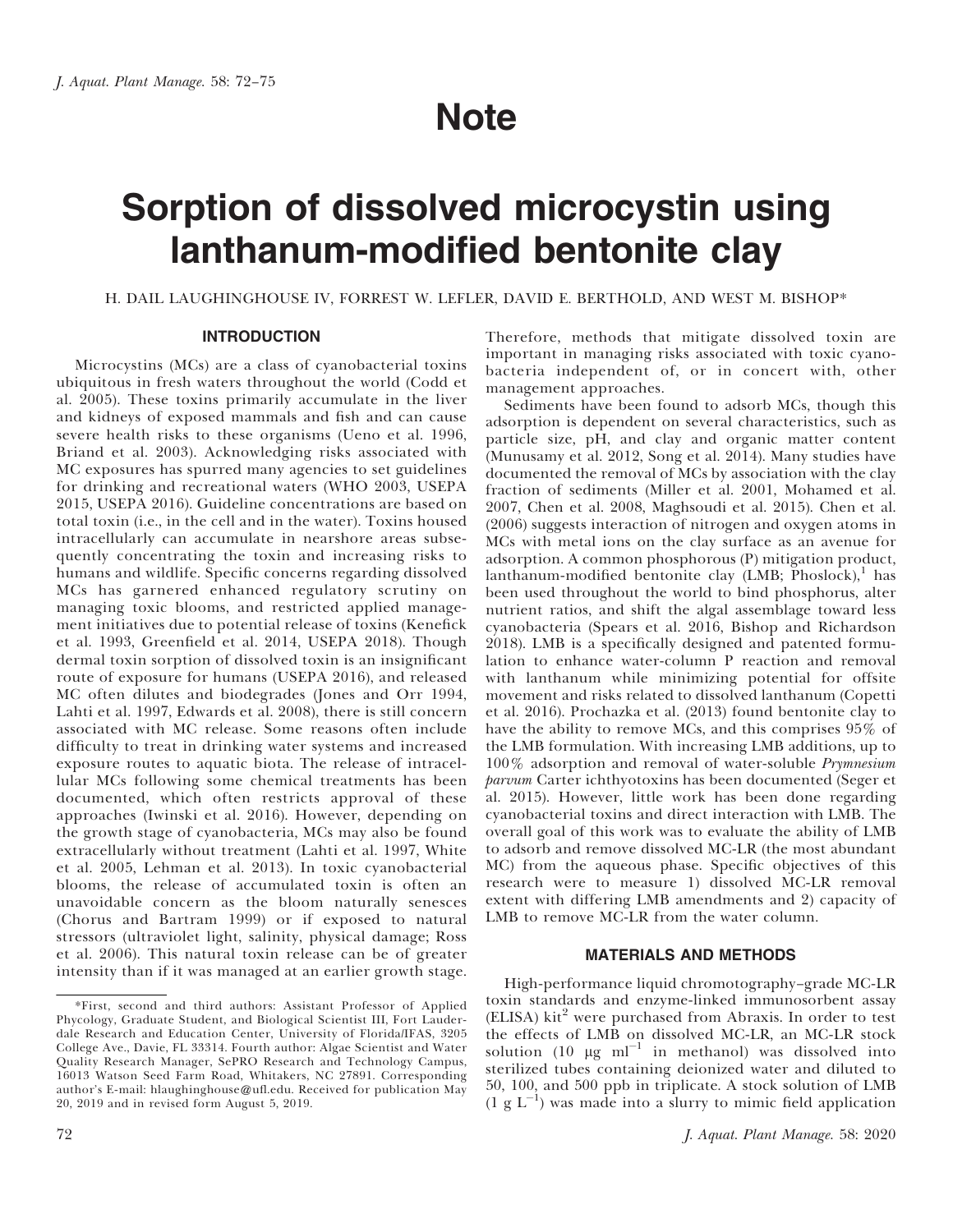# Note

# Sorption of dissolved microcystin using lanthanum-modified bentonite clay

H. DAIL LAUGHINGHOUSE IV, FORREST W. LEFLER, DAVID E. BERTHOLD, AND WEST M. BISHOP*

## INTRODUCTION

Microcystins (MCs) are a class of cyanobacterial toxins ubiquitous in fresh waters throughout the world (Codd et al. 2005). These toxins primarily accumulate in the liver and kidneys of exposed mammals and fish and can cause severe health risks to these organisms (Ueno et al. 1996, Briand et al. 2003). Acknowledging risks associated with MC exposures has spurred many agencies to set guidelines for drinking and recreational waters (WHO 2003, USEPA 2015, USEPA 2016). Guideline concentrations are based on total toxin (i.e., in the cell and in the water). Toxins housed intracellularly can accumulate in nearshore areas subsequently concentrating the toxin and increasing risks to humans and wildlife. Specific concerns regarding dissolved MCs has garnered enhanced regulatory scrutiny on managing toxic blooms, and restricted applied management initiatives due to potential release of toxins (Kenefick et al. 1993, Greenfield et al. 2014, USEPA 2018). Though dermal toxin sorption of dissolved toxin is an insignificant route of exposure for humans (USEPA 2016), and released MC often dilutes and biodegrades (Jones and Orr 1994, Lahti et al. 1997, Edwards et al. 2008), there is still concern associated with MC release. Some reasons often include difficulty to treat in drinking water systems and increased exposure routes to aquatic biota. The release of intracellular MCs following some chemical treatments has been documented, which often restricts approval of these approaches (Iwinski et al. 2016). However, depending on the growth stage of cyanobacteria, MCs may also be found extracellularly without treatment (Lahti et al. 1997, White et al. 2005, Lehman et al. 2013). In toxic cyanobacterial blooms, the release of accumulated toxin is often an unavoidable concern as the bloom naturally senesces (Chorus and Bartram 1999) or if exposed to natural stressors (ultraviolet light, salinity, physical damage; Ross et al. 2006). This natural toxin release can be of greater intensity than if it was managed at an earlier growth stage. Therefore, methods that mitigate dissolved toxin are important in managing risks associated with toxic cyanobacteria independent of, or in concert with, other management approaches.

Sediments have been found to adsorb MCs, though this adsorption is dependent on several characteristics, such as particle size, pH, and clay and organic matter content (Munusamy et al. 2012, Song et al. 2014). Many studies have documented the removal of MCs by association with the clay fraction of sediments (Miller et al. 2001, Mohamed et al. 2007, Chen et al. 2008, Maghsoudi et al. 2015). Chen et al. (2006) suggests interaction of nitrogen and oxygen atoms in MCs with metal ions on the clay surface as an avenue for adsorption. A common phosphorous (P) mitigation product, lanthanum-modified bentonite clay (LMB; Phoslock),[1] has been used throughout the world to bind phosphorus, alter nutrient ratios, and shift the algal assemblage toward less cyanobacteria (Spears et al. 2016, Bishop and Richardson 2018). LMB is a specifically designed and patented formulation to enhance water-column P reaction and removal with lanthanum while minimizing potential for offsite movement and risks related to dissolved lanthanum (Copetti et al. 2016). Prochazka et al. (2013) found bentonite clay to have the ability to remove MCs, and this comprises 95% of the LMB formulation. With increasing LMB additions, up to 100% adsorption and removal of water-soluble *Prymnesium parvum* Carter ichthyotoxins has been documented (Seger et al. 2015). However, little work has been done regarding cyanobacterial toxins and direct interaction with LMB. The overall goal of this work was to evaluate the ability of LMB to adsorb and remove dissolved MC-LR (the most abundant MC) from the aqueous phase. Specific objectives of this research were to measure 1) dissolved MC-LR removal extent with differing LMB amendments and 2) capacity of LMB to remove MC-LR from the water column.

## MATERIALS AND METHODS

High-performance liquid chromotography–grade MC-LR toxin standards and enzyme-linked immunosorbent assay (ELISA) kit[2] were purchased from Abraxis. In order to test the effects of LMB on dissolved MC-LR, an MC-LR stock solution (10 $\mu g\ ml^{-1}$ in methanol) was dissolved into sterilized tubes containing deionized water and diluted to 50, 100, and 500 ppb in triplicate. A stock solution of LMB (1 $g\ L^{-1}$) was made into a slurry to mimic field application

*First, second and third authors: Assistant Professor of Applied Phycology, Graduate Student, and Biological Scientist III, Fort Lauderdale Research and Education Center, University of Florida/IFAS, 3205 College Ave., Davie, FL 33314. Fourth author: Algae Scientist and Water Quality Research Manager, SePRO Research and Technology Campus, 16013 Watson Seed Farm Road, Whitakers, NC 27891. Corresponding author's E-mail: hlaughinghouse@ufl.edu. Received for publication May 20, 2019 and in revised form August 5, 2019.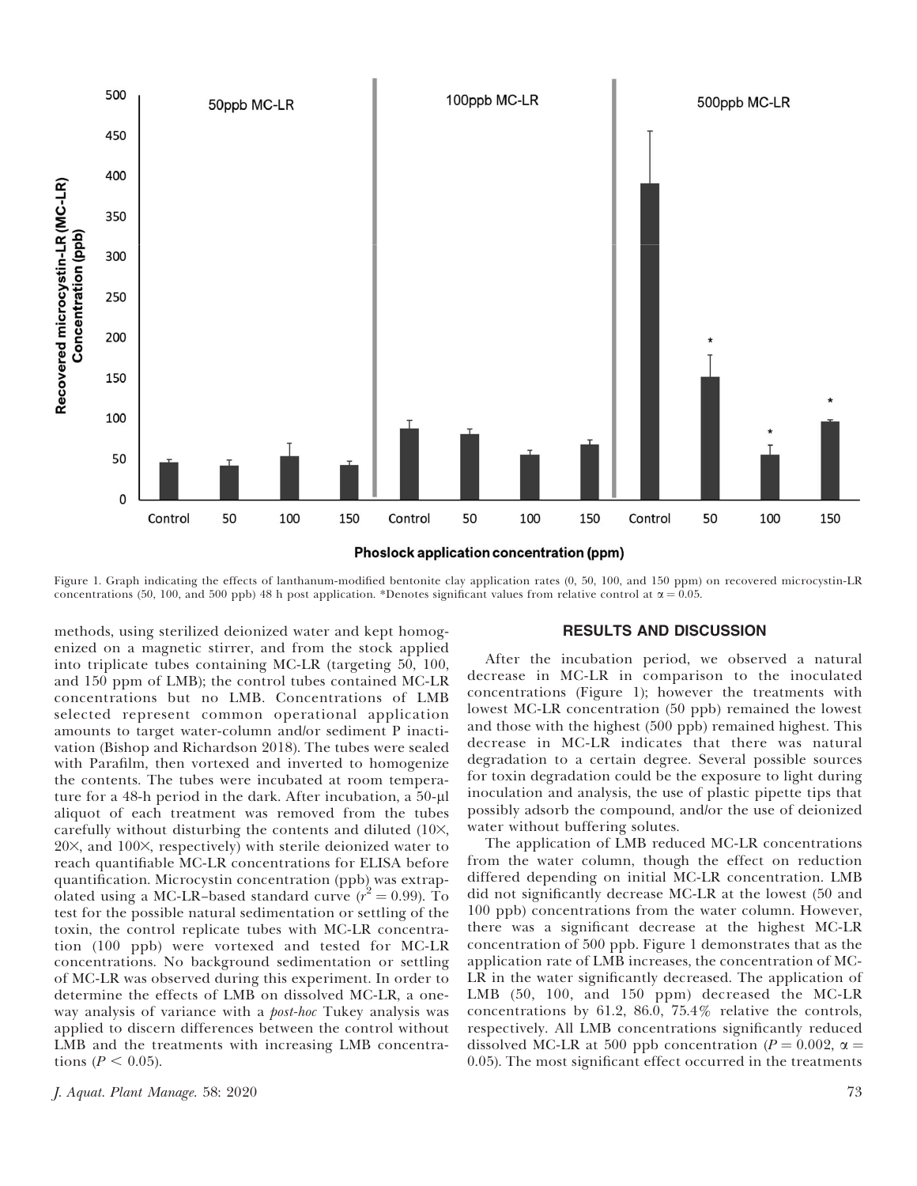Figure 1. Graph indicating the effects of lanthanum-modified bentonite clay application rates (0, 50, 100, and 150 ppm) on recovered microcystin-LR concentrations (50, 100, and 500 ppb) 48 h post application. *Denotes significant values from relative control at $\alpha = 0.05$.

methods, using sterilized deionized water and kept homogenized on a magnetic stirrer, and from the stock applied into triplicate tubes containing MC-LR (targeting 50, 100, and 150 ppm of LMB); the control tubes contained MC-LR concentrations but no LMB. Concentrations of LMB selected represent common operational application amounts to target water-column and/or sediment P inactivation (Bishop and Richardson 2018). The tubes were sealed with Parafilm, then vortexed and inverted to homogenize the contents. The tubes were incubated at room temperature for a 48-h period in the dark. After incubation, a 50-μl aliquot of each treatment was removed from the tubes carefully without disturbing the contents and diluted (10×, 20×, and 100×, respectively) with sterile deionized water to reach quantifiable MC-LR concentrations for ELISA before quantification. Microcystin concentration (ppb) was extrapolated using a MC-LR–based standard curve ($r^2 = 0.99$). To test for the possible natural sedimentation or settling of the toxin, the control replicate tubes with MC-LR concentration (100 ppb) were vortexed and tested for MC-LR concentrations. No background sedimentation or settling of MC-LR was observed during this experiment. In order to determine the effects of LMB on dissolved MC-LR, a one-way analysis of variance with a *post-hoc* Tukey analysis was applied to discern differences between the control without LMB and the treatments with increasing LMB concentrations ($P < 0.05$).

## RESULTS AND DISCUSSION

After the incubation period, we observed a natural decrease in MC-LR in comparison to the inoculated concentrations (Figure 1); however the treatments with lowest MC-LR concentration (50 ppb) remained the lowest and those with the highest (500 ppb) remained highest. This decrease in MC-LR indicates that there was natural degradation to a certain degree. Several possible sources for toxin degradation could be the exposure to light during inoculation and analysis, the use of plastic pipette tips that possibly adsorb the compound, and/or the use of deionized water without buffering solutes.

The application of LMB reduced MC-LR concentrations from the water column, though the effect on reduction differed depending on initial MC-LR concentration. LMB did not significantly decrease MC-LR at the lowest (50 and 100 ppb) concentrations from the water column. However, there was a significant decrease at the highest MC-LR concentration of 500 ppb. Figure 1 demonstrates that as the application rate of LMB increases, the concentration of MC-LR in the water significantly decreased. The application of LMB (50, 100, and 150 ppm) decreased the MC-LR concentrations by 61.2, 86.0, 75.4% relative the controls, respectively. All LMB concentrations significantly reduced dissolved MC-LR at 500 ppb concentration ($P = 0.002$, $\alpha = 0.05$). The most significant effect occurred in the treatments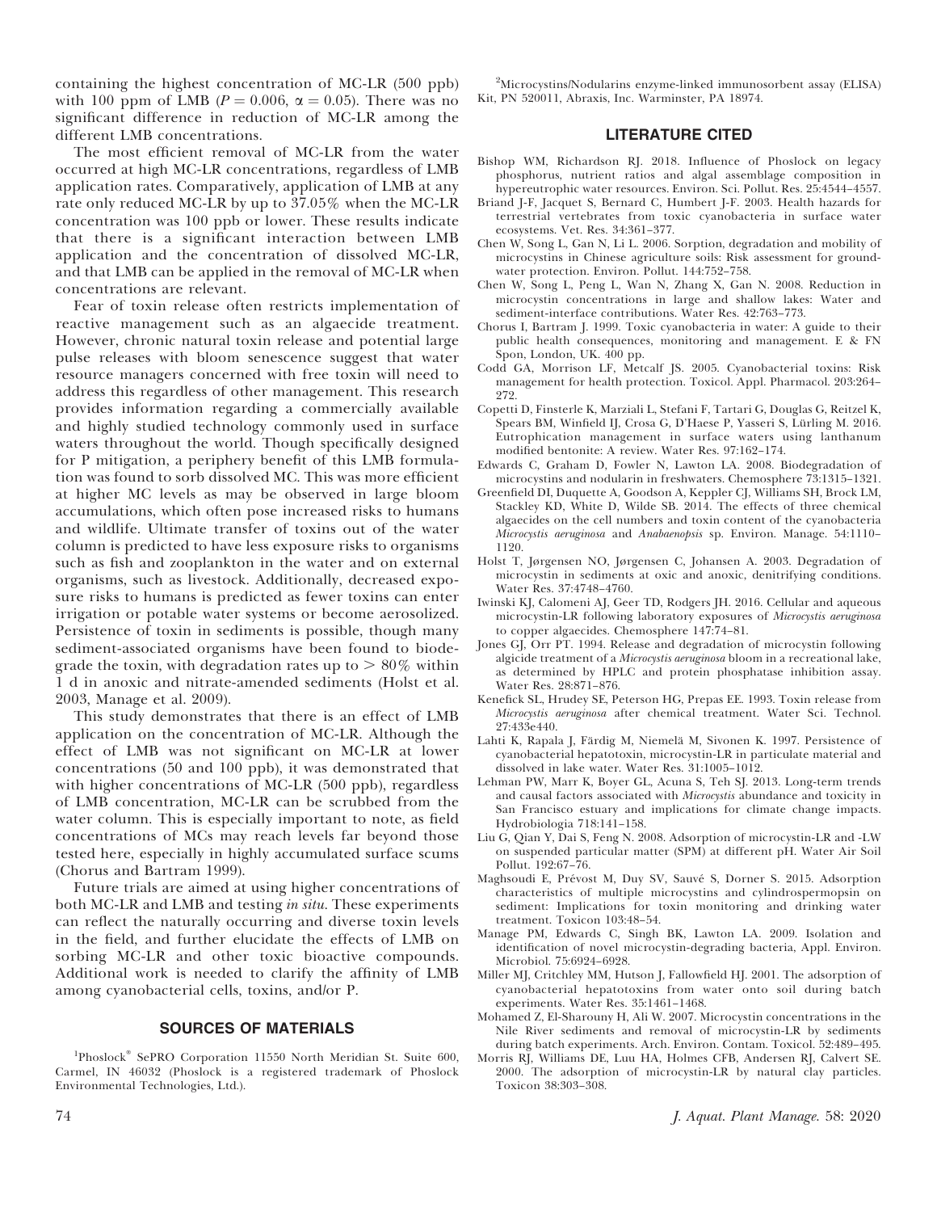containing the highest concentration of MC-LR (500 ppb) with 100 ppm of LMB ($P = 0.006$, $\alpha = 0.05$). There was no significant difference in reduction of MC-LR among the different LMB concentrations.

The most efficient removal of MC-LR from the water occurred at high MC-LR concentrations, regardless of LMB application rates. Comparatively, application of LMB at any rate only reduced MC-LR by up to 37.05% when the MC-LR concentration was 100 ppb or lower. These results indicate that there is a significant interaction between LMB application and the concentration of dissolved MC-LR, and that LMB can be applied in the removal of MC-LR when concentrations are relevant.

Fear of toxin release often restricts implementation of reactive management such as an algaecide treatment. However, chronic natural toxin release and potential large pulse releases with bloom senescence suggest that water resource managers concerned with free toxin will need to address this regardless of other management. This research provides information regarding a commercially available and highly studied technology commonly used in surface waters throughout the world. Though specifically designed for P mitigation, a periphery benefit of this LMB formulation was found to sorb dissolved MC. This was more efficient at higher MC levels as may be observed in large bloom accumulations, which often pose increased risks to humans and wildlife. Ultimate transfer of toxins out of the water column is predicted to have less exposure risks to organisms such as fish and zooplankton in the water and on external organisms, such as livestock. Additionally, decreased exposure risks to humans is predicted as fewer toxins can enter irrigation or potable water systems or become aerosolized. Persistence of toxin in sediments is possible, though many sediment-associated organisms have been found to biodegrade the toxin, with degradation rates up to > 80% within 1 d in anoxic and nitrate-amended sediments (Holst et al. 2003, Manage et al. 2009).

This study demonstrates that there is an effect of LMB application on the concentration of MC-LR. Although the effect of LMB was not significant on MC-LR at lower concentrations (50 and 100 ppb), it was demonstrated that with higher concentrations of MC-LR (500 ppb), regardless of LMB concentration, MC-LR can be scrubbed from the water column. This is especially important to note, as field concentrations of MCs may reach levels far beyond those tested here, especially in highly accumulated surface scums (Chorus and Bartram 1999).

Future trials are aimed at using higher concentrations of both MC-LR and LMB and testing *in situ*. These experiments can reflect the naturally occurring and diverse toxin levels in the field, and further elucidate the effects of LMB on sorbing MC-LR and other toxic bioactive compounds. Additional work is needed to clarify the affinity of LMB among cyanobacterial cells, toxins, and/or P.

## SOURCES OF MATERIALS

[1]Phoslock® SePRO Corporation 11550 North Meridian St. Suite 600, Carmel, IN 46032 (Phoslock is a registered trademark of Phoslock Environmental Technologies, Ltd.).

[2]Microcystins/Nodularins enzyme-linked immunosorbent assay (ELISA) Kit, PN 520011, Abraxis, Inc. Warminster, PA 18974.

## LITERATURE CITED

Bishop WM, Richardson RJ. 2018. Influence of Phoslock on legacy phosphorus, nutrient ratios and algal assemblage composition in hypereutrophic water resources. Environ. Sci. Pollut. Res. 25:4544–4557.

Briand J-F, Jacquet S, Bernard C, Humbert J-F. 2003. Health hazards for terrestrial vertebrates from toxic cyanobacteria in surface water ecosystems. Vet. Res. 34:361–377.

Chen W, Song L, Gan N, Li L. 2006. Sorption, degradation and mobility of microcystins in Chinese agriculture soils: Risk assessment for groundwater protection. Environ. Pollut. 144:752–758.

Chen W, Song L, Peng L, Wan N, Zhang X, Gan N. 2008. Reduction in microcystin concentrations in large and shallow lakes: Water and sediment-interface contributions. Water Res. 42:763–773.

Chorus I, Bartram J. 1999. Toxic cyanobacteria in water: A guide to their public health consequences, monitoring and management. E & FN Spon, London, UK. 400 pp.

Codd GA, Morrison LF, Metcalf JS. 2005. Cyanobacterial toxins: Risk management for health protection. Toxicol. Appl. Pharmacol. 203:264–272.

Copetti D, Finsterle K, Marziali L, Stefani F, Tartari G, Douglas G, Reitzel K, Spears BM, Winfield IJ, Crosa G, D'Haese P, Yasseri S, Lürling M. 2016. Eutrophication management in surface waters using lanthanum modified bentonite: A review. Water Res. 97:162–174.

Edwards C, Graham D, Fowler N, Lawton LA. 2008. Biodegradation of microcystins and nodularin in freshwaters. Chemosphere 73:1315–1321.

Greenfield DI, Duquette A, Goodson A, Keppler CJ, Williams SH, Brock LM, Stackley KD, White D, Wilde SB. 2014. The effects of three chemical algaecides on the cell numbers and toxin content of the cyanobacteria *Microcystis aeruginosa* and *Anabaenopsis* sp. Environ. Manage. 54:1110–1120.

Holst T, Jørgensen NO, Jørgensen C, Johansen A. 2003. Degradation of microcystin in sediments at oxic and anoxic, denitrifying conditions. Water Res. 37:4748–4760.

Iwinski KJ, Calomeni AJ, Geer TD, Rodgers JH. 2016. Cellular and aqueous microcystin-LR following laboratory exposures of *Microcystis aeruginosa* to copper algaecides. Chemosphere 147:74–81.

Jones GJ, Orr PT. 1994. Release and degradation of microcystin following algicide treatment of a *Microcystis aeruginosa* bloom in a recreational lake, as determined by HPLC and protein phosphatase inhibition assay. Water Res. 28:871–876.

Kenefick SL, Hrudey SE, Peterson HG, Prepas EE. 1993. Toxin release from *Microcystis aeruginosa* after chemical treatment. Water Sci. Technol. 27:433e440.

Lahti K, Rapala J, Färdig M, Niemelä M, Sivonen K. 1997. Persistence of cyanobacterial hepatotoxin, microcystin-LR in particulate material and dissolved in lake water. Water Res. 31:1005–1012.

Lehman PW, Marr K, Boyer GL, Acuna S, Teh SJ. 2013. Long-term trends and causal factors associated with *Microcystis* abundance and toxicity in San Francisco estuary and implications for climate change impacts. Hydrobiologia 718:141–158.

Liu G, Qian Y, Dai S, Feng N. 2008. Adsorption of microcystin-LR and -LW on suspended particular matter (SPM) at different pH. Water Air Soil Pollut. 192:67–76.

Maghsoudi E, Prévost M, Duy SV, Sauvé S, Dorner S. 2015. Adsorption characteristics of multiple microcystins and cylindrospermopsin on sediment: Implications for toxin monitoring and drinking water treatment. Toxicon 103:48–54.

Manage PM, Edwards C, Singh BK, Lawton LA. 2009. Isolation and identification of novel microcystin-degrading bacteria, Appl. Environ. Microbiol. 75:6924–6928.

Miller MJ, Critchley MM, Hutson J, Fallowfield HJ. 2001. The adsorption of cyanobacterial hepatotoxins from water onto soil during batch experiments. Water Res. 35:1461–1468.

Mohamed Z, El-Sharouny H, Ali W. 2007. Microcystin concentrations in the Nile River sediments and removal of microcystin-LR by sediments during batch experiments. Arch. Environ. Contam. Toxicol. 52:489–495.

Morris RJ, Williams DE, Luu HA, Holmes CFB, Andersen RJ, Calvert SE. 2000. The adsorption of microcystin-LR by natural clay particles. Toxicon 38:303–308.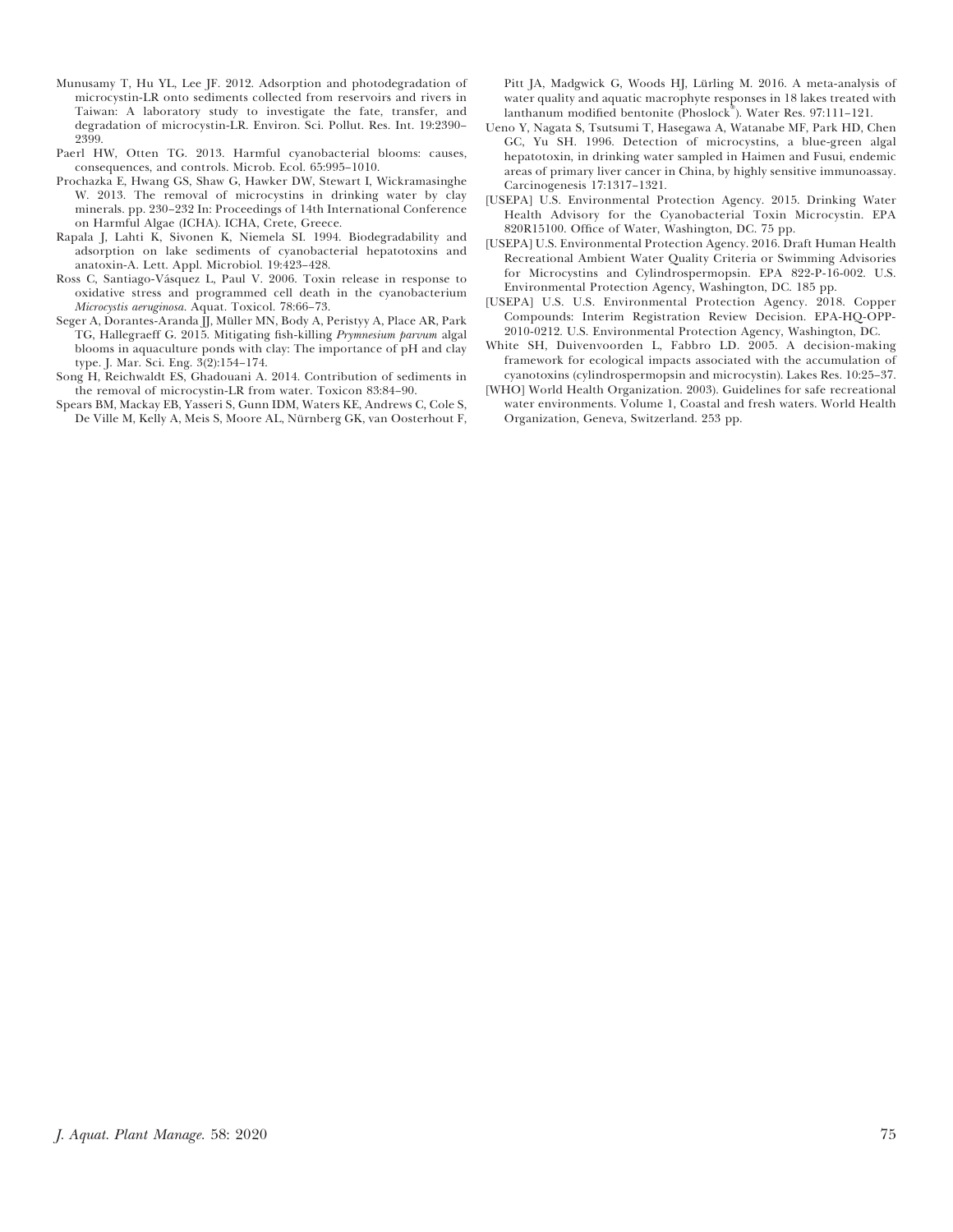Munusamy T, Hu YL, Lee JF. 2012. Adsorption and photodegradation of microcystin-LR onto sediments collected from reservoirs and rivers in Taiwan: A laboratory study to investigate the fate, transfer, and degradation of microcystin-LR. Environ. Sci. Pollut. Res. Int. 19:2390–2399.

Paerl HW, Otten TG. 2013. Harmful cyanobacterial blooms: causes, consequences, and controls. Microb. Ecol. 65:995–1010.

Prochazka E, Hwang GS, Shaw G, Hawker DW, Stewart I, Wickramasinghe W. 2013. The removal of microcystins in drinking water by clay minerals. pp. 230–232 In: Proceedings of 14th International Conference on Harmful Algae (ICHA). ICHA, Crete, Greece.

Rapala J, Lahti K, Sivonen K, Niemela SI. 1994. Biodegradability and adsorption on lake sediments of cyanobacterial hepatotoxins and anatoxin-A. Lett. Appl. Microbiol. 19:423–428.

Ross C, Santiago-Vásquez L, Paul V. 2006. Toxin release in response to oxidative stress and programmed cell death in the cyanobacterium *Microcystis aeruginosa*. Aquat. Toxicol. 78:66–73.

Seger A, Dorantes-Aranda JJ, Müller MN, Body A, Peristyy A, Place AR, Park TG, Hallegraeff G. 2015. Mitigating fish-killing *Prymnesium parvum* algal blooms in aquaculture ponds with clay: The importance of pH and clay type. J. Mar. Sci. Eng. 3(2):154–174.

Song H, Reichwaldt ES, Ghadouani A. 2014. Contribution of sediments in the removal of microcystin-LR from water. Toxicon 83:84–90.

Spears BM, Mackay EB, Yasseri S, Gunn IDM, Waters KE, Andrews C, Cole S, De Ville M, Kelly A, Meis S, Moore AL, Nürnberg GK, van Oosterhout F, Pitt JA, Madgwick G, Woods HJ, Lürling M. 2016. A meta-analysis of water quality and aquatic macrophyte responses in 18 lakes treated with lanthanum modified bentonite (Phoslock®). Water Res. 97:111–121.

Ueno Y, Nagata S, Tsutsumi T, Hasegawa A, Watanabe MF, Park HD, Chen GC, Yu SH. 1996. Detection of microcystins, a blue-green algal hepatotoxin, in drinking water sampled in Haimen and Fusui, endemic areas of primary liver cancer in China, by highly sensitive immunoassay. Carcinogenesis 17:1317–1321.

[USEPA] U.S. Environmental Protection Agency. 2015. Drinking Water Health Advisory for the Cyanobacterial Toxin Microcystin. EPA 820R15100. Office of Water, Washington, DC. 75 pp.

[USEPA] U.S. Environmental Protection Agency. 2016. Draft Human Health Recreational Ambient Water Quality Criteria or Swimming Advisories for Microcystins and Cylindrospermopsin. EPA 822-P-16-002. U.S. Environmental Protection Agency, Washington, DC. 185 pp.

[USEPA] U.S. U.S. Environmental Protection Agency. 2018. Copper Compounds: Interim Registration Review Decision. EPA-HQ-OPP-2010-0212. U.S. Environmental Protection Agency, Washington, DC.

White SH, Duivenvoorden L, Fabbro LD. 2005. A decision-making framework for ecological impacts associated with the accumulation of cyanotoxins (cylindrospermopsin and microcystin). Lakes Res. 10:25–37.

[WHO] World Health Organization. 2003). Guidelines for safe recreational water environments. Volume 1, Coastal and fresh waters. World Health Organization, Geneva, Switzerland. 253 pp.